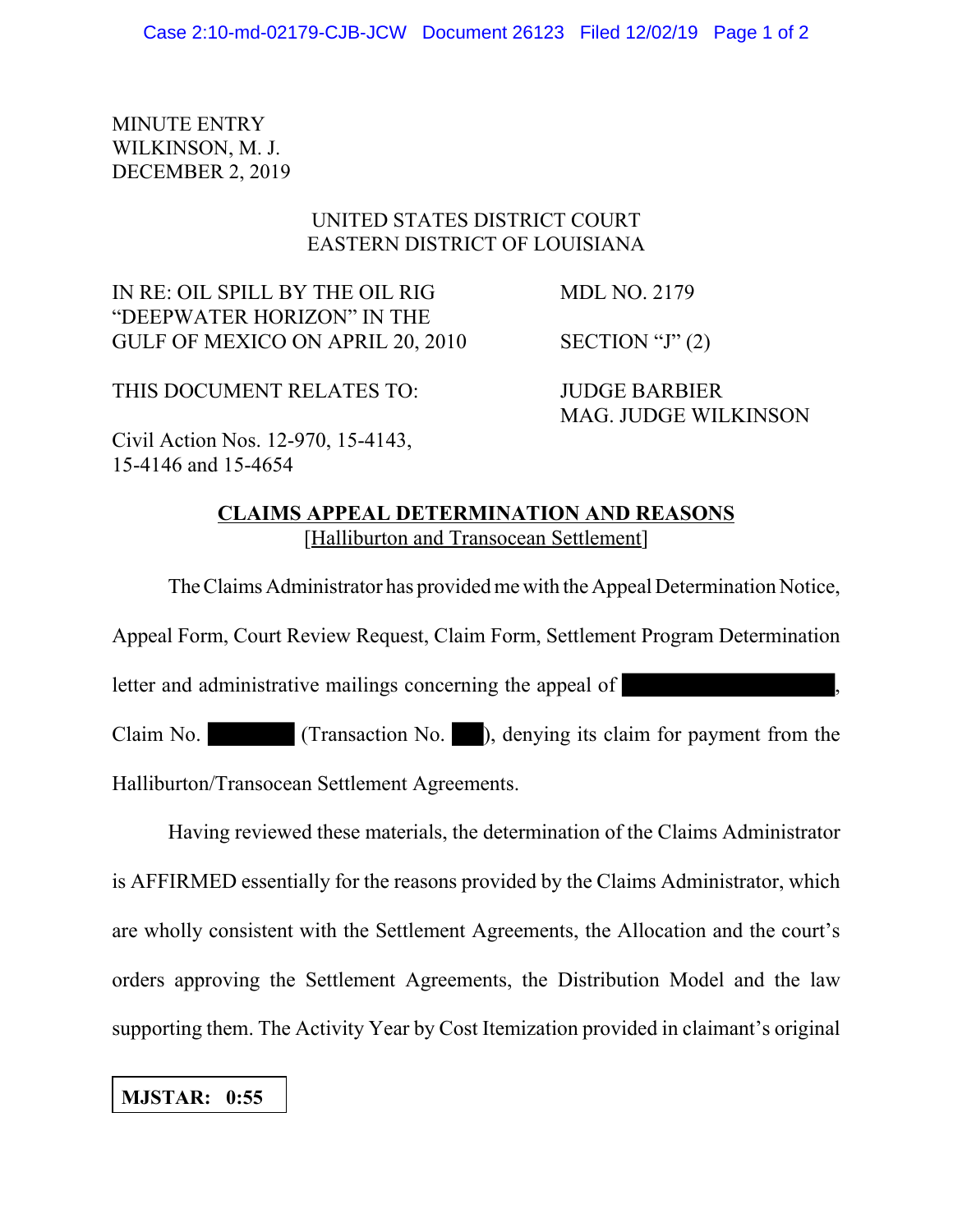MINUTE ENTRY
WILKINSON, M. J.
DECEMBER 2, 2019

UNITED STATES DISTRICT COURT
EASTERN DISTRICT OF LOUISIANA

| | |
|---|---|
| IN RE: OIL SPILL BY THE OIL RIG "DEEPWATER HORIZON" IN THE GULF OF MEXICO ON APRIL 20, 2010 | MDL NO. 2179 |
| | SECTION "J" (2) |
| THIS DOCUMENT RELATES TO: | JUDGE BARBIER<br>MAG. JUDGE WILKINSON |
| Civil Action Nos. 12-970, 15-4143, 15-4146 and 15-4654 | |

**CLAIMS APPEAL DETERMINATION AND REASONS**
[Halliburton and Transocean Settlement]

The Claims Administrator has provided me with the Appeal Determination Notice, Appeal Form, Court Review Request, Claim Form, Settlement Program Determination letter and administrative mailings concerning the appeal of [REDACTED], Claim No. [REDACTED] (Transaction No. [REDACTED]), denying its claim for payment from the Halliburton/Transocean Settlement Agreements.

Having reviewed these materials, the determination of the Claims Administrator is AFFIRMED essentially for the reasons provided by the Claims Administrator, which are wholly consistent with the Settlement Agreements, the Allocation and the court's orders approving the Settlement Agreements, the Distribution Model and the law supporting them. The Activity Year by Cost Itemization provided in claimant's original

**MJSTAR: 0:55**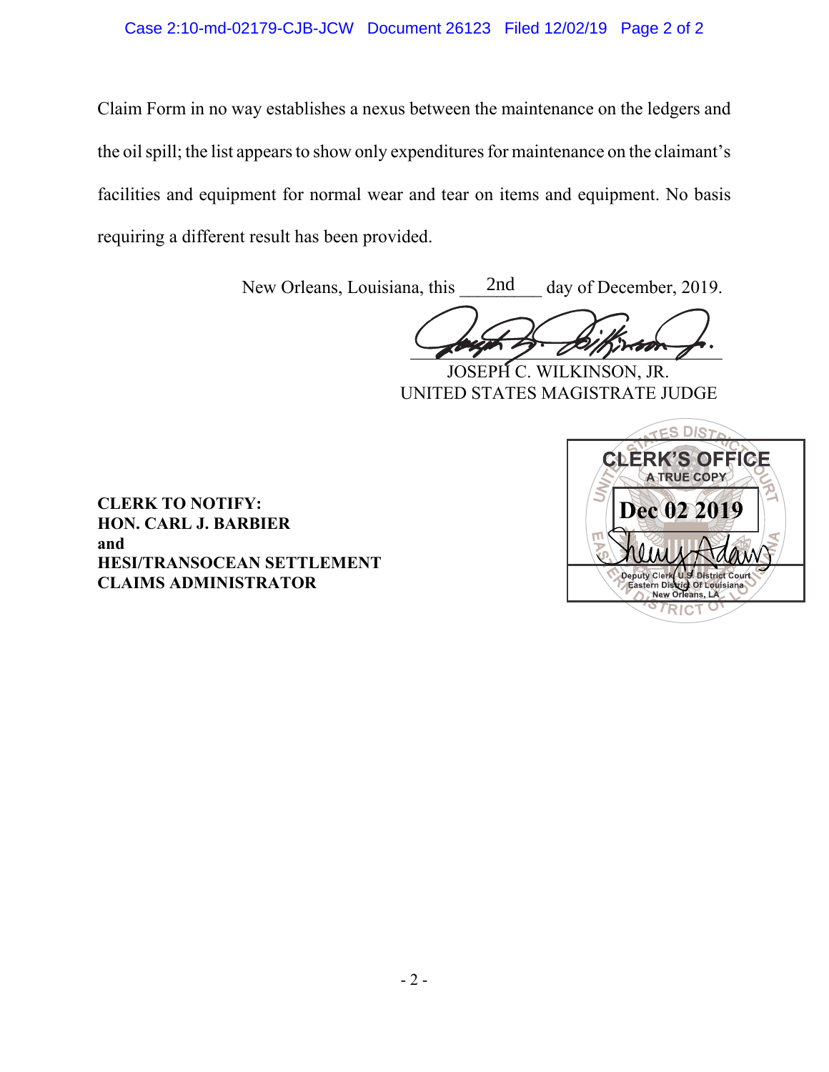Claim Form in no way establishes a nexus between the maintenance on the ledgers and the oil spill; the list appears to show only expenditures for maintenance on the claimant's facilities and equipment for normal wear and tear on items and equipment. No basis requiring a different result has been provided.

New Orleans, Louisiana, this 2nd day of December, 2019.

JOSEPH C. WILKINSON, JR.
UNITED STATES MAGISTRATE JUDGE

**CLERK TO NOTIFY:**
**HON. CARL J. BARBIER**
**and**
**HESI/TRANSOCEAN SETTLEMENT CLAIMS ADMINISTRATOR**

CLERK'S OFFICE
A TRUE COPY
Dec 02 2019
Deputy Clerk, U.S. District Court
Eastern District Of Louisiana
New Orleans, LA